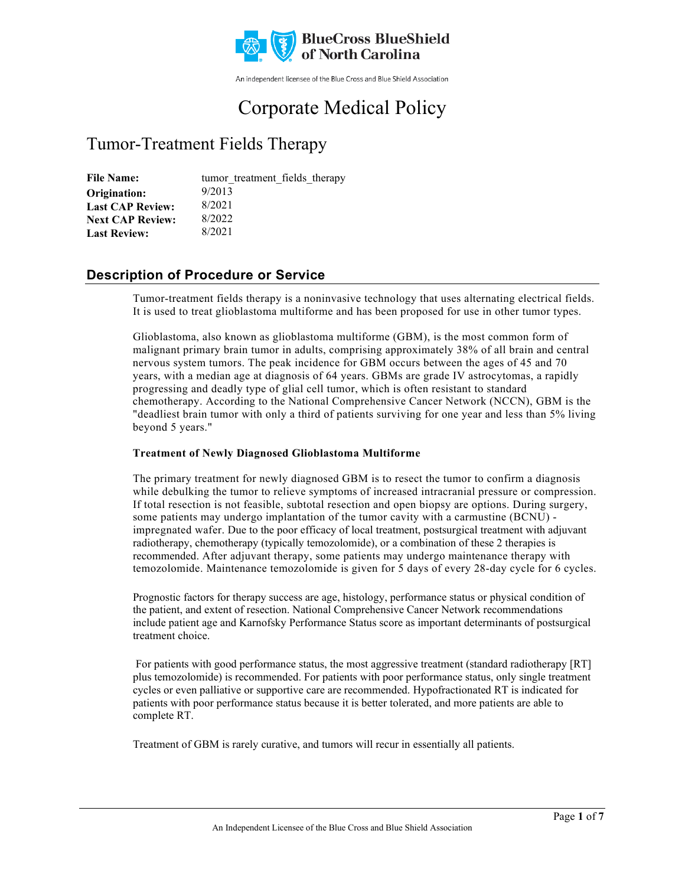BlueCross BlueShield of North Carolina

An independent licensee of the Blue Cross and Blue Shield Association

# Corporate Medical Policy

## Tumor-Treatment Fields Therapy

| | |
|---|---|
| **File Name:** | tumor_treatment_fields_therapy |
| **Origination:** | 9/2013 |
| **Last CAP Review:** | 8/2021 |
| **Next CAP Review:** | 8/2022 |
| **Last Review:** | 8/2021 |

## Description of Procedure or Service

Tumor-treatment fields therapy is a noninvasive technology that uses alternating electrical fields. It is used to treat glioblastoma multiforme and has been proposed for use in other tumor types.

Glioblastoma, also known as glioblastoma multiforme (GBM), is the most common form of malignant primary brain tumor in adults, comprising approximately 38% of all brain and central nervous system tumors. The peak incidence for GBM occurs between the ages of 45 and 70 years, with a median age at diagnosis of 64 years. GBMs are grade IV astrocytomas, a rapidly progressing and deadly type of glial cell tumor, which is often resistant to standard chemotherapy. According to the National Comprehensive Cancer Network (NCCN), GBM is the "deadliest brain tumor with only a third of patients surviving for one year and less than 5% living beyond 5 years."

**Treatment of Newly Diagnosed Glioblastoma Multiforme**

The primary treatment for newly diagnosed GBM is to resect the tumor to confirm a diagnosis while debulking the tumor to relieve symptoms of increased intracranial pressure or compression. If total resection is not feasible, subtotal resection and open biopsy are options. During surgery, some patients may undergo implantation of the tumor cavity with a carmustine (BCNU) - impregnated wafer. Due to the poor efficacy of local treatment, postsurgical treatment with adjuvant radiotherapy, chemotherapy (typically temozolomide), or a combination of these 2 therapies is recommended. After adjuvant therapy, some patients may undergo maintenance therapy with temozolomide. Maintenance temozolomide is given for 5 days of every 28-day cycle for 6 cycles.

Prognostic factors for therapy success are age, histology, performance status or physical condition of the patient, and extent of resection. National Comprehensive Cancer Network recommendations include patient age and Karnofsky Performance Status score as important determinants of postsurgical treatment choice.

For patients with good performance status, the most aggressive treatment (standard radiotherapy [RT] plus temozolomide) is recommended. For patients with poor performance status, only single treatment cycles or even palliative or supportive care are recommended. Hypofractionated RT is indicated for patients with poor performance status because it is better tolerated, and more patients are able to complete RT.

Treatment of GBM is rarely curative, and tumors will recur in essentially all patients.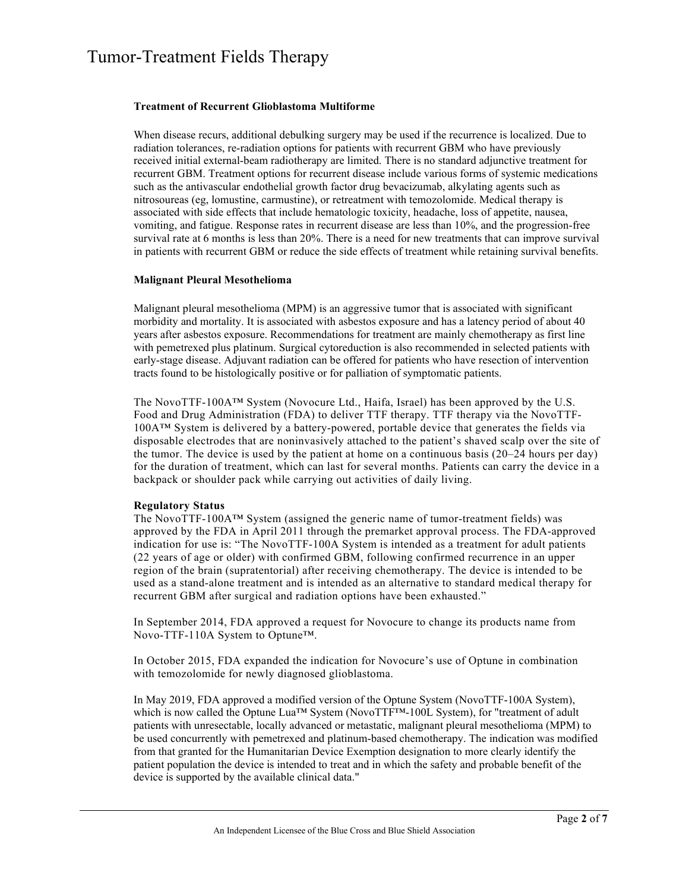**Treatment of Recurrent Glioblastoma Multiforme**

When disease recurs, additional debulking surgery may be used if the recurrence is localized. Due to radiation tolerances, re-radiation options for patients with recurrent GBM who have previously received initial external-beam radiotherapy are limited. There is no standard adjunctive treatment for recurrent GBM. Treatment options for recurrent disease include various forms of systemic medications such as the antivascular endothelial growth factor drug bevacizumab, alkylating agents such as nitrosoureas (eg, lomustine, carmustine), or retreatment with temozolomide. Medical therapy is associated with side effects that include hematologic toxicity, headache, loss of appetite, nausea, vomiting, and fatigue. Response rates in recurrent disease are less than 10%, and the progression-free survival rate at 6 months is less than 20%. There is a need for new treatments that can improve survival in patients with recurrent GBM or reduce the side effects of treatment while retaining survival benefits.

**Malignant Pleural Mesothelioma**

Malignant pleural mesothelioma (MPM) is an aggressive tumor that is associated with significant morbidity and mortality. It is associated with asbestos exposure and has a latency period of about 40 years after asbestos exposure. Recommendations for treatment are mainly chemotherapy as first line with pemetrexed plus platinum. Surgical cytoreduction is also recommended in selected patients with early-stage disease. Adjuvant radiation can be offered for patients who have resection of intervention tracts found to be histologically positive or for palliation of symptomatic patients.

The NovoTTF-100A™ System (Novocure Ltd., Haifa, Israel) has been approved by the U.S. Food and Drug Administration (FDA) to deliver TTF therapy. TTF therapy via the NovoTTF-100A™ System is delivered by a battery-powered, portable device that generates the fields via disposable electrodes that are noninvasively attached to the patient's shaved scalp over the site of the tumor. The device is used by the patient at home on a continuous basis (20–24 hours per day) for the duration of treatment, which can last for several months. Patients can carry the device in a backpack or shoulder pack while carrying out activities of daily living.

**Regulatory Status**

The NovoTTF-100A™ System (assigned the generic name of tumor-treatment fields) was approved by the FDA in April 2011 through the premarket approval process. The FDA-approved indication for use is: "The NovoTTF-100A System is intended as a treatment for adult patients (22 years of age or older) with confirmed GBM, following confirmed recurrence in an upper region of the brain (supratentorial) after receiving chemotherapy. The device is intended to be used as a stand-alone treatment and is intended as an alternative to standard medical therapy for recurrent GBM after surgical and radiation options have been exhausted."

In September 2014, FDA approved a request for Novocure to change its products name from Novo-TTF-110A System to Optune™.

In October 2015, FDA expanded the indication for Novocure's use of Optune in combination with temozolomide for newly diagnosed glioblastoma.

In May 2019, FDA approved a modified version of the Optune System (NovoTTF-100A System), which is now called the Optune Lua™ System (NovoTTF™-100L System), for "treatment of adult patients with unresectable, locally advanced or metastatic, malignant pleural mesothelioma (MPM) to be used concurrently with pemetrexed and platinum-based chemotherapy. The indication was modified from that granted for the Humanitarian Device Exemption designation to more clearly identify the patient population the device is intended to treat and in which the safety and probable benefit of the device is supported by the available clinical data."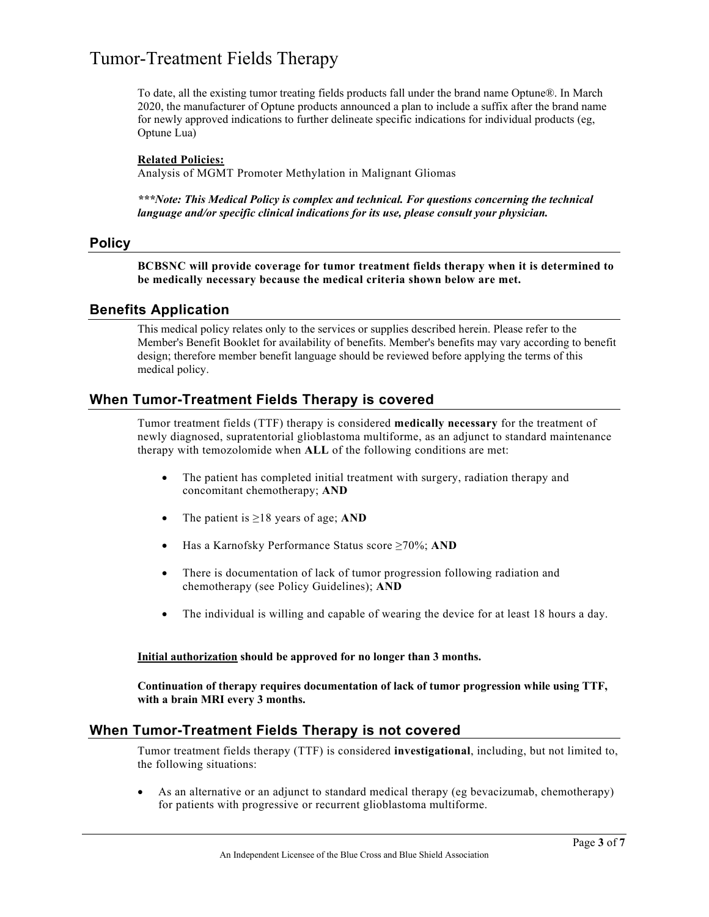To date, all the existing tumor treating fields products fall under the brand name Optune®. In March 2020, the manufacturer of Optune products announced a plan to include a suffix after the brand name for newly approved indications to further delineate specific indications for individual products (eg, Optune Lua)

**Related Policies:**

Analysis of MGMT Promoter Methylation in Malignant Gliomas

***\*\*\*Note: This Medical Policy is complex and technical. For questions concerning the technical language and/or specific clinical indications for its use, please consult your physician.***

## Policy

**BCBSNC will provide coverage for tumor treatment fields therapy when it is determined to be medically necessary because the medical criteria shown below are met.**

## Benefits Application

This medical policy relates only to the services or supplies described herein. Please refer to the Member's Benefit Booklet for availability of benefits. Member's benefits may vary according to benefit design; therefore member benefit language should be reviewed before applying the terms of this medical policy.

## When Tumor-Treatment Fields Therapy is covered

Tumor treatment fields (TTF) therapy is considered **medically necessary** for the treatment of newly diagnosed, supratentorial glioblastoma multiforme, as an adjunct to standard maintenance therapy with temozolomide when **ALL** of the following conditions are met:

- The patient has completed initial treatment with surgery, radiation therapy and concomitant chemotherapy; **AND**
- The patient is ≥18 years of age; **AND**
- Has a Karnofsky Performance Status score ≥70%; **AND**
- There is documentation of lack of tumor progression following radiation and chemotherapy (see Policy Guidelines); **AND**
- The individual is willing and capable of wearing the device for at least 18 hours a day.

**Initial authorization should be approved for no longer than 3 months.**

**Continuation of therapy requires documentation of lack of tumor progression while using TTF, with a brain MRI every 3 months.**

## When Tumor-Treatment Fields Therapy is not covered

Tumor treatment fields therapy (TTF) is considered **investigational**, including, but not limited to, the following situations:

- As an alternative or an adjunct to standard medical therapy (eg bevacizumab, chemotherapy) for patients with progressive or recurrent glioblastoma multiforme.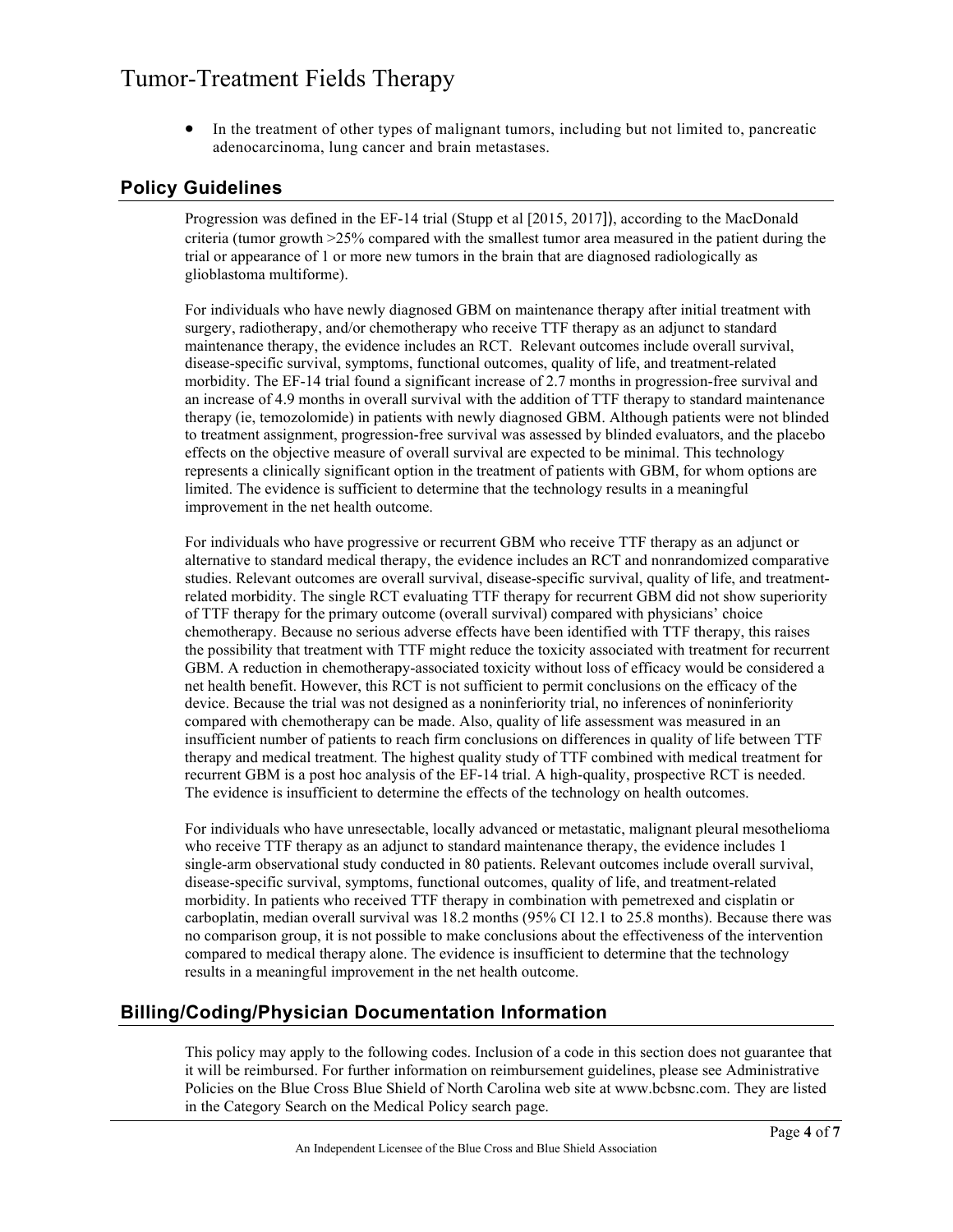- In the treatment of other types of malignant tumors, including but not limited to, pancreatic adenocarcinoma, lung cancer and brain metastases.

## Policy Guidelines

Progression was defined in the EF-14 trial (Stupp et al [2015, 2017]), according to the MacDonald criteria (tumor growth >25% compared with the smallest tumor area measured in the patient during the trial or appearance of 1 or more new tumors in the brain that are diagnosed radiologically as glioblastoma multiforme).

For individuals who have newly diagnosed GBM on maintenance therapy after initial treatment with surgery, radiotherapy, and/or chemotherapy who receive TTF therapy as an adjunct to standard maintenance therapy, the evidence includes an RCT. Relevant outcomes include overall survival, disease-specific survival, symptoms, functional outcomes, quality of life, and treatment-related morbidity. The EF-14 trial found a significant increase of 2.7 months in progression-free survival and an increase of 4.9 months in overall survival with the addition of TTF therapy to standard maintenance therapy (ie, temozolomide) in patients with newly diagnosed GBM. Although patients were not blinded to treatment assignment, progression-free survival was assessed by blinded evaluators, and the placebo effects on the objective measure of overall survival are expected to be minimal. This technology represents a clinically significant option in the treatment of patients with GBM, for whom options are limited. The evidence is sufficient to determine that the technology results in a meaningful improvement in the net health outcome.

For individuals who have progressive or recurrent GBM who receive TTF therapy as an adjunct or alternative to standard medical therapy, the evidence includes an RCT and nonrandomized comparative studies. Relevant outcomes are overall survival, disease-specific survival, quality of life, and treatment-related morbidity. The single RCT evaluating TTF therapy for recurrent GBM did not show superiority of TTF therapy for the primary outcome (overall survival) compared with physicians' choice chemotherapy. Because no serious adverse effects have been identified with TTF therapy, this raises the possibility that treatment with TTF might reduce the toxicity associated with treatment for recurrent GBM. A reduction in chemotherapy-associated toxicity without loss of efficacy would be considered a net health benefit. However, this RCT is not sufficient to permit conclusions on the efficacy of the device. Because the trial was not designed as a noninferiority trial, no inferences of noninferiority compared with chemotherapy can be made. Also, quality of life assessment was measured in an insufficient number of patients to reach firm conclusions on differences in quality of life between TTF therapy and medical treatment. The highest quality study of TTF combined with medical treatment for recurrent GBM is a post hoc analysis of the EF-14 trial. A high-quality, prospective RCT is needed. The evidence is insufficient to determine the effects of the technology on health outcomes.

For individuals who have unresectable, locally advanced or metastatic, malignant pleural mesothelioma who receive TTF therapy as an adjunct to standard maintenance therapy, the evidence includes 1 single-arm observational study conducted in 80 patients. Relevant outcomes include overall survival, disease-specific survival, symptoms, functional outcomes, quality of life, and treatment-related morbidity. In patients who received TTF therapy in combination with pemetrexed and cisplatin or carboplatin, median overall survival was 18.2 months (95% CI 12.1 to 25.8 months). Because there was no comparison group, it is not possible to make conclusions about the effectiveness of the intervention compared to medical therapy alone. The evidence is insufficient to determine that the technology results in a meaningful improvement in the net health outcome.

## Billing/Coding/Physician Documentation Information

This policy may apply to the following codes. Inclusion of a code in this section does not guarantee that it will be reimbursed. For further information on reimbursement guidelines, please see Administrative Policies on the Blue Cross Blue Shield of North Carolina web site at www.bcbsnc.com. They are listed in the Category Search on the Medical Policy search page.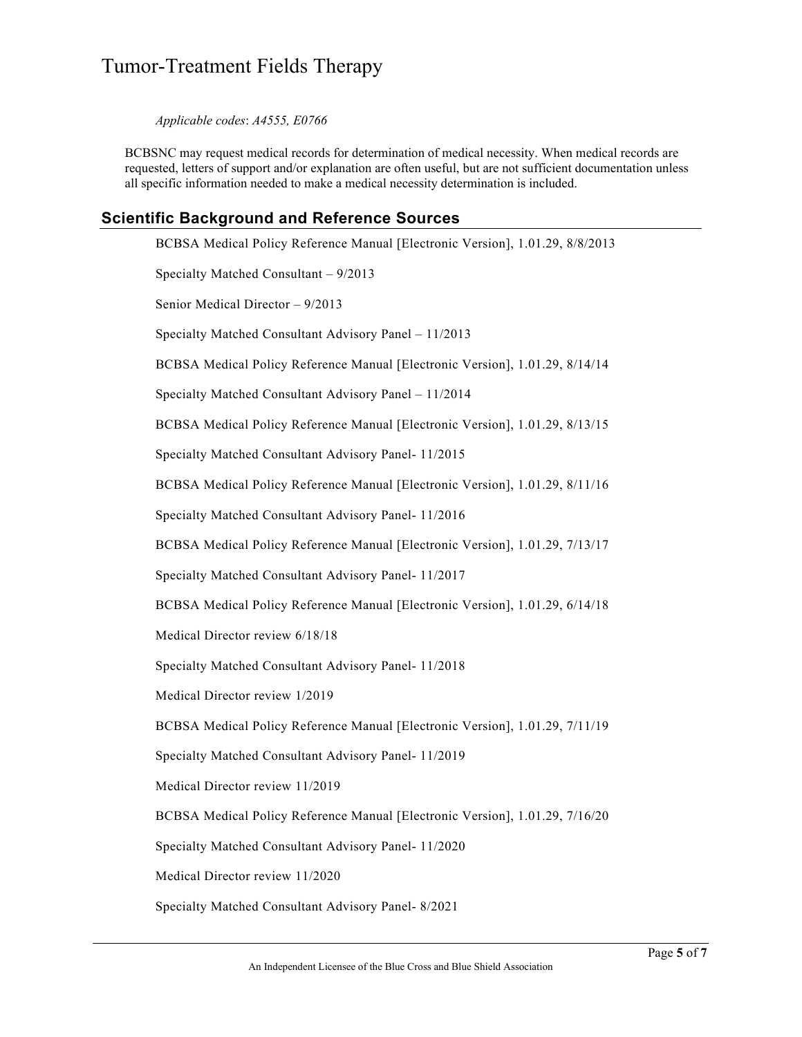*Applicable codes*: *A4555, E0766*

BCBSNC may request medical records for determination of medical necessity. When medical records are requested, letters of support and/or explanation are often useful, but are not sufficient documentation unless all specific information needed to make a medical necessity determination is included.

## Scientific Background and Reference Sources

BCBSA Medical Policy Reference Manual [Electronic Version], 1.01.29, 8/8/2013

Specialty Matched Consultant – 9/2013

Senior Medical Director – 9/2013

Specialty Matched Consultant Advisory Panel – 11/2013

BCBSA Medical Policy Reference Manual [Electronic Version], 1.01.29, 8/14/14

Specialty Matched Consultant Advisory Panel – 11/2014

BCBSA Medical Policy Reference Manual [Electronic Version], 1.01.29, 8/13/15

Specialty Matched Consultant Advisory Panel- 11/2015

BCBSA Medical Policy Reference Manual [Electronic Version], 1.01.29, 8/11/16

Specialty Matched Consultant Advisory Panel- 11/2016

BCBSA Medical Policy Reference Manual [Electronic Version], 1.01.29, 7/13/17

Specialty Matched Consultant Advisory Panel- 11/2017

BCBSA Medical Policy Reference Manual [Electronic Version], 1.01.29, 6/14/18

Medical Director review 6/18/18

Specialty Matched Consultant Advisory Panel- 11/2018

Medical Director review 1/2019

BCBSA Medical Policy Reference Manual [Electronic Version], 1.01.29, 7/11/19

Specialty Matched Consultant Advisory Panel- 11/2019

Medical Director review 11/2019

BCBSA Medical Policy Reference Manual [Electronic Version], 1.01.29, 7/16/20

Specialty Matched Consultant Advisory Panel- 11/2020

Medical Director review 11/2020

Specialty Matched Consultant Advisory Panel- 8/2021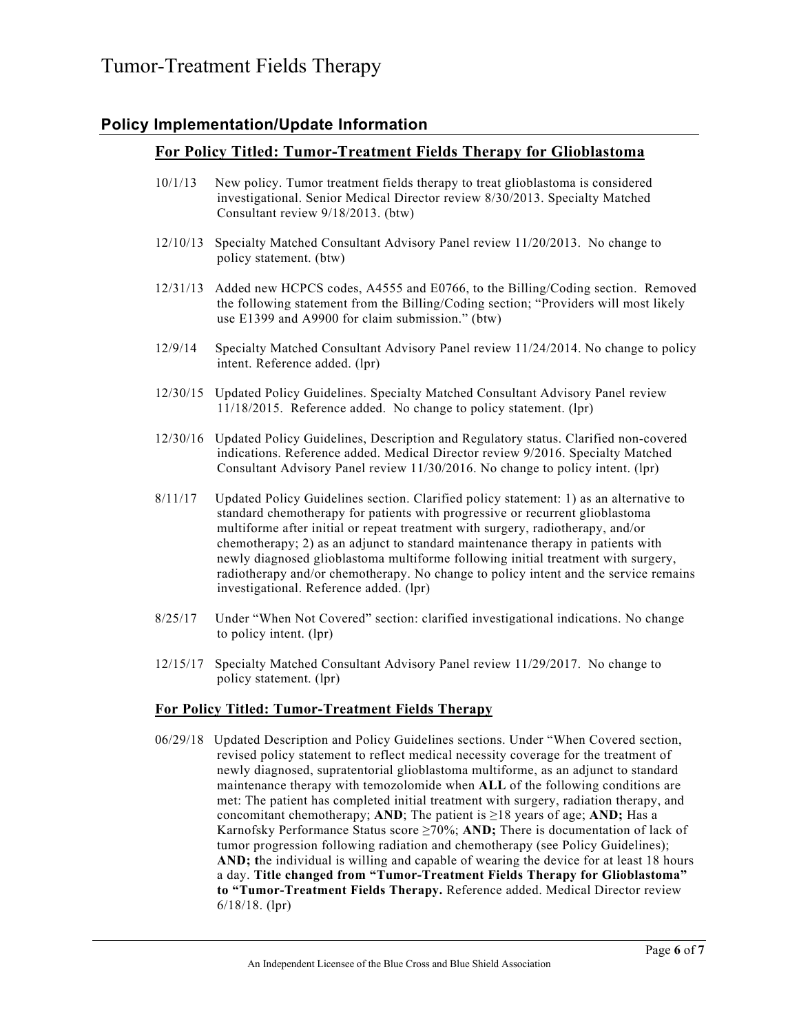## Policy Implementation/Update Information

### For Policy Titled: Tumor-Treatment Fields Therapy for Glioblastoma

10/1/13 New policy. Tumor treatment fields therapy to treat glioblastoma is considered investigational. Senior Medical Director review 8/30/2013. Specialty Matched Consultant review 9/18/2013. (btw)

12/10/13 Specialty Matched Consultant Advisory Panel review 11/20/2013. No change to policy statement. (btw)

12/31/13 Added new HCPCS codes, A4555 and E0766, to the Billing/Coding section. Removed the following statement from the Billing/Coding section; "Providers will most likely use E1399 and A9900 for claim submission." (btw)

12/9/14 Specialty Matched Consultant Advisory Panel review 11/24/2014. No change to policy intent. Reference added. (lpr)

12/30/15 Updated Policy Guidelines. Specialty Matched Consultant Advisory Panel review 11/18/2015. Reference added. No change to policy statement. (lpr)

12/30/16 Updated Policy Guidelines, Description and Regulatory status. Clarified non-covered indications. Reference added. Medical Director review 9/2016. Specialty Matched Consultant Advisory Panel review 11/30/2016. No change to policy intent. (lpr)

8/11/17 Updated Policy Guidelines section. Clarified policy statement: 1) as an alternative to standard chemotherapy for patients with progressive or recurrent glioblastoma multiforme after initial or repeat treatment with surgery, radiotherapy, and/or chemotherapy; 2) as an adjunct to standard maintenance therapy in patients with newly diagnosed glioblastoma multiforme following initial treatment with surgery, radiotherapy and/or chemotherapy. No change to policy intent and the service remains investigational. Reference added. (lpr)

8/25/17 Under "When Not Covered" section: clarified investigational indications. No change to policy intent. (lpr)

12/15/17 Specialty Matched Consultant Advisory Panel review 11/29/2017. No change to policy statement. (lpr)

### For Policy Titled: Tumor-Treatment Fields Therapy

06/29/18 Updated Description and Policy Guidelines sections. Under "When Covered section, revised policy statement to reflect medical necessity coverage for the treatment of newly diagnosed, supratentorial glioblastoma multiforme, as an adjunct to standard maintenance therapy with temozolomide when **ALL** of the following conditions are met: The patient has completed initial treatment with surgery, radiation therapy, and concomitant chemotherapy; **AND**; The patient is ≥18 years of age; **AND;** Has a Karnofsky Performance Status score ≥70%; **AND;** There is documentation of lack of tumor progression following radiation and chemotherapy (see Policy Guidelines); **AND; t**he individual is willing and capable of wearing the device for at least 18 hours a day. **Title changed from "Tumor-Treatment Fields Therapy for Glioblastoma" to "Tumor-Treatment Fields Therapy.** Reference added. Medical Director review 6/18/18. (lpr)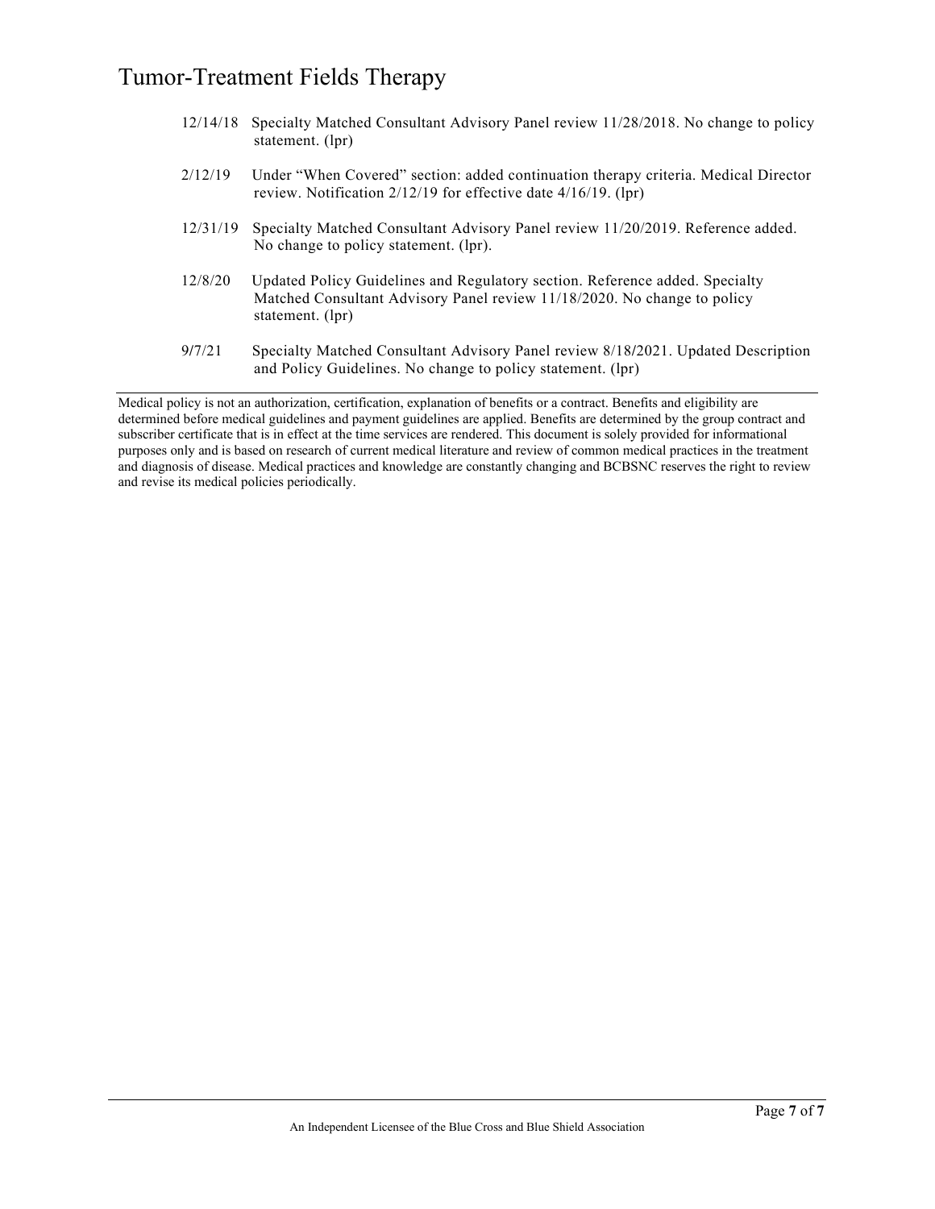12/14/18 Specialty Matched Consultant Advisory Panel review 11/28/2018. No change to policy statement. (lpr)

2/12/19 Under "When Covered" section: added continuation therapy criteria. Medical Director review. Notification 2/12/19 for effective date 4/16/19. (lpr)

12/31/19 Specialty Matched Consultant Advisory Panel review 11/20/2019. Reference added. No change to policy statement. (lpr).

12/8/20 Updated Policy Guidelines and Regulatory section. Reference added. Specialty Matched Consultant Advisory Panel review 11/18/2020. No change to policy statement. (lpr)

9/7/21 Specialty Matched Consultant Advisory Panel review 8/18/2021. Updated Description and Policy Guidelines. No change to policy statement. (lpr)

---

Medical policy is not an authorization, certification, explanation of benefits or a contract. Benefits and eligibility are determined before medical guidelines and payment guidelines are applied. Benefits are determined by the group contract and subscriber certificate that is in effect at the time services are rendered. This document is solely provided for informational purposes only and is based on research of current medical literature and review of common medical practices in the treatment and diagnosis of disease. Medical practices and knowledge are constantly changing and BCBSNC reserves the right to review and revise its medical policies periodically.